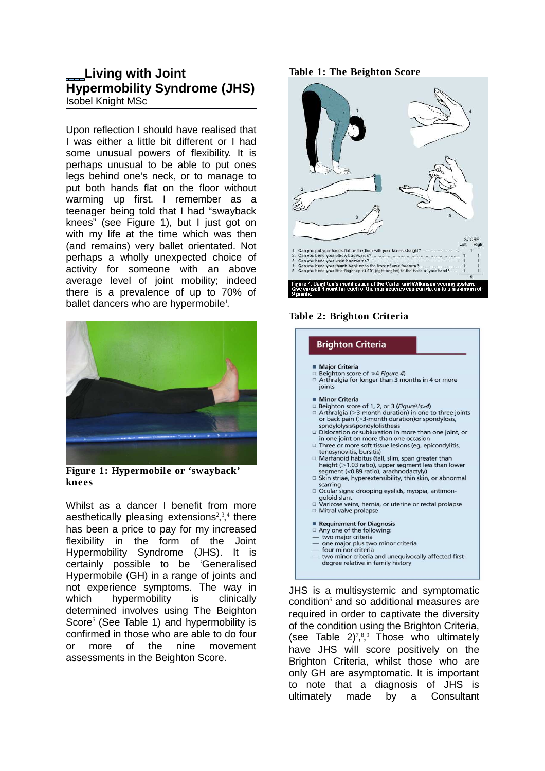# Living with Joint Hypermobility Syndrome (JHS)

Isobel Knight MSc

Upon reflection I should have realised that I was either a little bit different or I had some unusual powers of flexibility. It is perhaps unusual to be able to put ones legs behind one's neck, or to manage to put both hands flat on the floor without warming up first. I remember as a teenager being told that I had "swayback knees" (see Figure 1), but I just got on with my life at the time which was then (and remains) very ballet orientated. Not perhaps a wholly unexpected choice of activity for someone with an above average level of joint mobility; indeed there is a prevalence of up to 70% of ballet dancers who are hypermobile[1].

**Figure 1: Hypermobile or 'swayback' knees**

Whilst as a dancer I benefit from more aesthetically pleasing extensions[2,3,4] there has been a price to pay for my increased flexibility in the form of the Joint Hypermobility Syndrome (JHS). It is certainly possible to be 'Generalised Hypermobile (GH) in a range of joints and not experience symptoms. The way in which hypermobility is clinically determined involves using The Beighton Score[5] (See Table 1) and hypermobility is confirmed in those who are able to do four or more of the nine movement assessments in the Beighton Score.

**Table 1: The Beighton Score**

| | SCORE Left | Right |
|---|---|---|
| 1. Can you put your hands flat on the floor with your knees straight? | 1 | |
| 2. Can you bend your elbow backwards? | 1 | 1 |
| 3. Can you bend your knee backwards? | 1 | 1 |
| 4. Can you bend your thumb back on to the front of your forearm? | 1 | 1 |
| 5. Can you bend your little finger up at 90° (right angles) to the back of your hand? | 1 | 1 |
| | 9 | |

Figure 1. Beighton's modification of the Carter and Wilkinson scoring system. Give yourself 1 point for each of the manoeuvres you can do, up to a maximum of 9 points.

**Table 2: Brighton Criteria**

**Brighton Criteria**

- **Major Criteria**
  - Beighton score of ≥4 *Figure 4*)
  - Arthralgia for longer than 3 months in 4 or more joints
- **Minor Criteria**
  - Beighton score of 1, 2, or 3 (*Figure\ls>4*)
  - Arthralgia (>3-month duration) in one to three joints or back pain (>3-month duration)or spondylosis, spondylolysis/spondylolisthesis
  - Dislocation or subluxation in more than one joint, or in one joint on more than one occasion
  - Three or more soft tissue lesions (eg, epicondylitis, tenosynovitis, bursitis)
  - Marfanoid habitus (tall, slim, span greater than height (>1.03 ratio), upper segment less than lower segment (<0.89 ratio), arachnodactyly)
  - Skin striae, hyperextensibility, thin skin, or abnormal scarring
  - Ocular signs: drooping eyelids, myopia, antimongoloid slant
  - Varicose veins, hernia, or uterine or rectal prolapse
  - Mitral valve prolapse
- **Requirement for Diagnosis**
  - Any one of the following:
    - two major criteria
    - one major plus two minor criteria
    - four minor criteria
    - two minor criteria and unequivocally affected first-degree relative in family history

JHS is a multisystemic and symptomatic condition[6] and so additional measures are required in order to captivate the diversity of the condition using the Brighton Criteria, (see Table 2)[7,8,9] Those who ultimately have JHS will score positively on the Brighton Criteria, whilst those who are only GH are asymptomatic. It is important to note that a diagnosis of JHS is ultimately made by a Consultant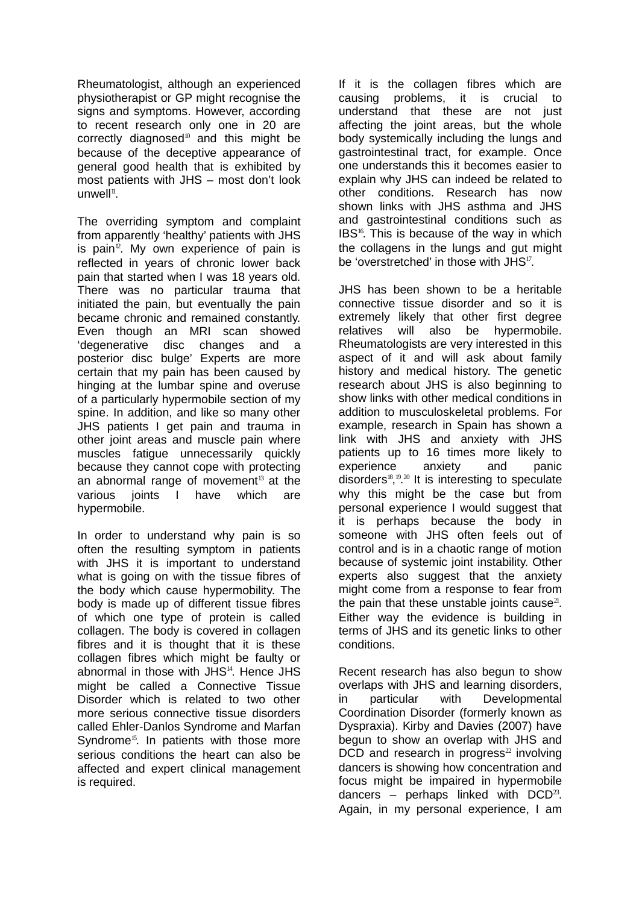Rheumatologist, although an experienced physiotherapist or GP might recognise the signs and symptoms. However, according to recent research only one in 20 are correctly diagnosed[10] and this might be because of the deceptive appearance of general good health that is exhibited by most patients with JHS – most don't look unwell[11].

The overriding symptom and complaint from apparently 'healthy' patients with JHS is pain[12]. My own experience of pain is reflected in years of chronic lower back pain that started when I was 18 years old. There was no particular trauma that initiated the pain, but eventually the pain became chronic and remained constantly. Even though an MRI scan showed 'degenerative disc changes and a posterior disc bulge' Experts are more certain that my pain has been caused by hinging at the lumbar spine and overuse of a particularly hypermobile section of my spine. In addition, and like so many other JHS patients I get pain and trauma in other joint areas and muscle pain where muscles fatigue unnecessarily quickly because they cannot cope with protecting an abnormal range of movement[13] at the various joints I have which are hypermobile.

In order to understand why pain is so often the resulting symptom in patients with JHS it is important to understand what is going on with the tissue fibres of the body which cause hypermobility. The body is made up of different tissue fibres of which one type of protein is called collagen. The body is covered in collagen fibres and it is thought that it is these collagen fibres which might be faulty or abnormal in those with JHS[14]. Hence JHS might be called a Connective Tissue Disorder which is related to two other more serious connective tissue disorders called Ehler-Danlos Syndrome and Marfan Syndrome[15]. In patients with those more serious conditions the heart can also be affected and expert clinical management is required.

If it is the collagen fibres which are causing problems, it is crucial to understand that these are not just affecting the joint areas, but the whole body systemically including the lungs and gastrointestinal tract, for example. Once one understands this it becomes easier to explain why JHS can indeed be related to other conditions. Research has now shown links with JHS asthma and JHS and gastrointestinal conditions such as IBS[16]. This is because of the way in which the collagens in the lungs and gut might be 'overstretched' in those with JHS[17].

JHS has been shown to be a heritable connective tissue disorder and so it is extremely likely that other first degree relatives will also be hypermobile. Rheumatologists are very interested in this aspect of it and will ask about family history and medical history. The genetic research about JHS is also beginning to show links with other medical conditions in addition to musculoskeletal problems. For example, research in Spain has shown a link with JHS and anxiety with JHS patients up to 16 times more likely to experience anxiety and panic disorders[18],[19],[20] It is interesting to speculate why this might be the case but from personal experience I would suggest that it is perhaps because the body in someone with JHS often feels out of control and is in a chaotic range of motion because of systemic joint instability. Other experts also suggest that the anxiety might come from a response to fear from the pain that these unstable joints cause[21]. Either way the evidence is building in terms of JHS and its genetic links to other conditions.

Recent research has also begun to show overlaps with JHS and learning disorders, in particular with Developmental Coordination Disorder (formerly known as Dyspraxia). Kirby and Davies (2007) have begun to show an overlap with JHS and DCD and research in progress[22] involving dancers is showing how concentration and focus might be impaired in hypermobile dancers – perhaps linked with DCD[23]. Again, in my personal experience, I am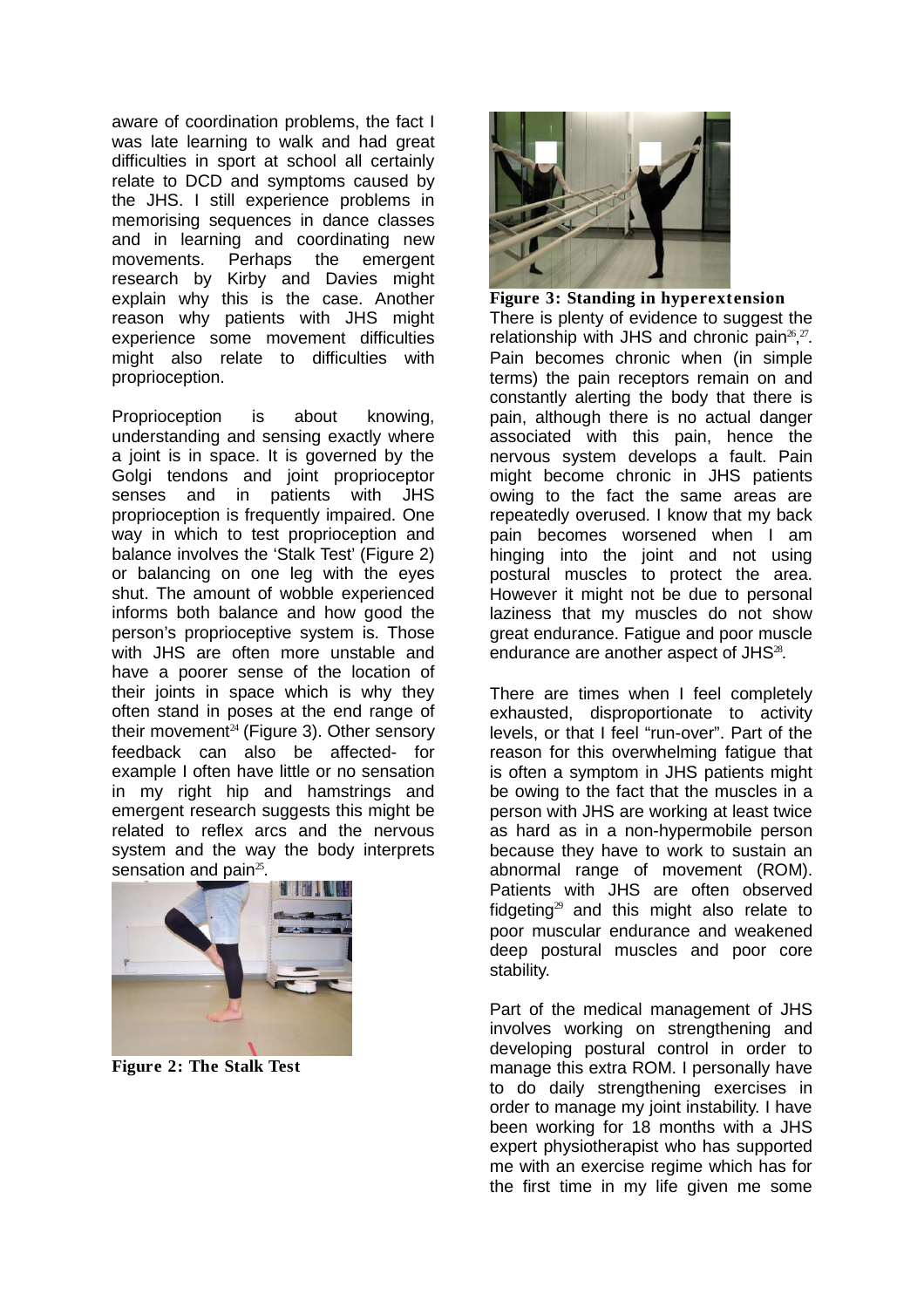aware of coordination problems, the fact I was late learning to walk and had great difficulties in sport at school all certainly relate to DCD and symptoms caused by the JHS. I still experience problems in memorising sequences in dance classes and in learning and coordinating new movements. Perhaps the emergent research by Kirby and Davies might explain why this is the case. Another reason why patients with JHS might experience some movement difficulties might also relate to difficulties with proprioception.

Proprioception is about knowing, understanding and sensing exactly where a joint is in space. It is governed by the Golgi tendons and joint proprioceptor senses and in patients with JHS proprioception is frequently impaired. One way in which to test proprioception and balance involves the 'Stalk Test' (Figure 2) or balancing on one leg with the eyes shut. The amount of wobble experienced informs both balance and how good the person's proprioceptive system is. Those with JHS are often more unstable and have a poorer sense of the location of their joints in space which is why they often stand in poses at the end range of their movement[24] (Figure 3). Other sensory feedback can also be affected- for example I often have little or no sensation in my right hip and hamstrings and emergent research suggests this might be related to reflex arcs and the nervous system and the way the body interprets sensation and pain[25].

**Figure 2: The Stalk Test**

**Figure 3: Standing in hyperextension**

There is plenty of evidence to suggest the relationship with JHS and chronic pain[26,27]. Pain becomes chronic when (in simple terms) the pain receptors remain on and constantly alerting the body that there is pain, although there is no actual danger associated with this pain, hence the nervous system develops a fault. Pain might become chronic in JHS patients owing to the fact the same areas are repeatedly overused. I know that my back pain becomes worsened when I am hinging into the joint and not using postural muscles to protect the area. However it might not be due to personal laziness that my muscles do not show great endurance. Fatigue and poor muscle endurance are another aspect of JHS[28].

There are times when I feel completely exhausted, disproportionate to activity levels, or that I feel "run-over". Part of the reason for this overwhelming fatigue that is often a symptom in JHS patients might be owing to the fact that the muscles in a person with JHS are working at least twice as hard as in a non-hypermobile person because they have to work to sustain an abnormal range of movement (ROM). Patients with JHS are often observed fidgeting[29] and this might also relate to poor muscular endurance and weakened deep postural muscles and poor core stability.

Part of the medical management of JHS involves working on strengthening and developing postural control in order to manage this extra ROM. I personally have to do daily strengthening exercises in order to manage my joint instability. I have been working for 18 months with a JHS expert physiotherapist who has supported me with an exercise regime which has for the first time in my life given me some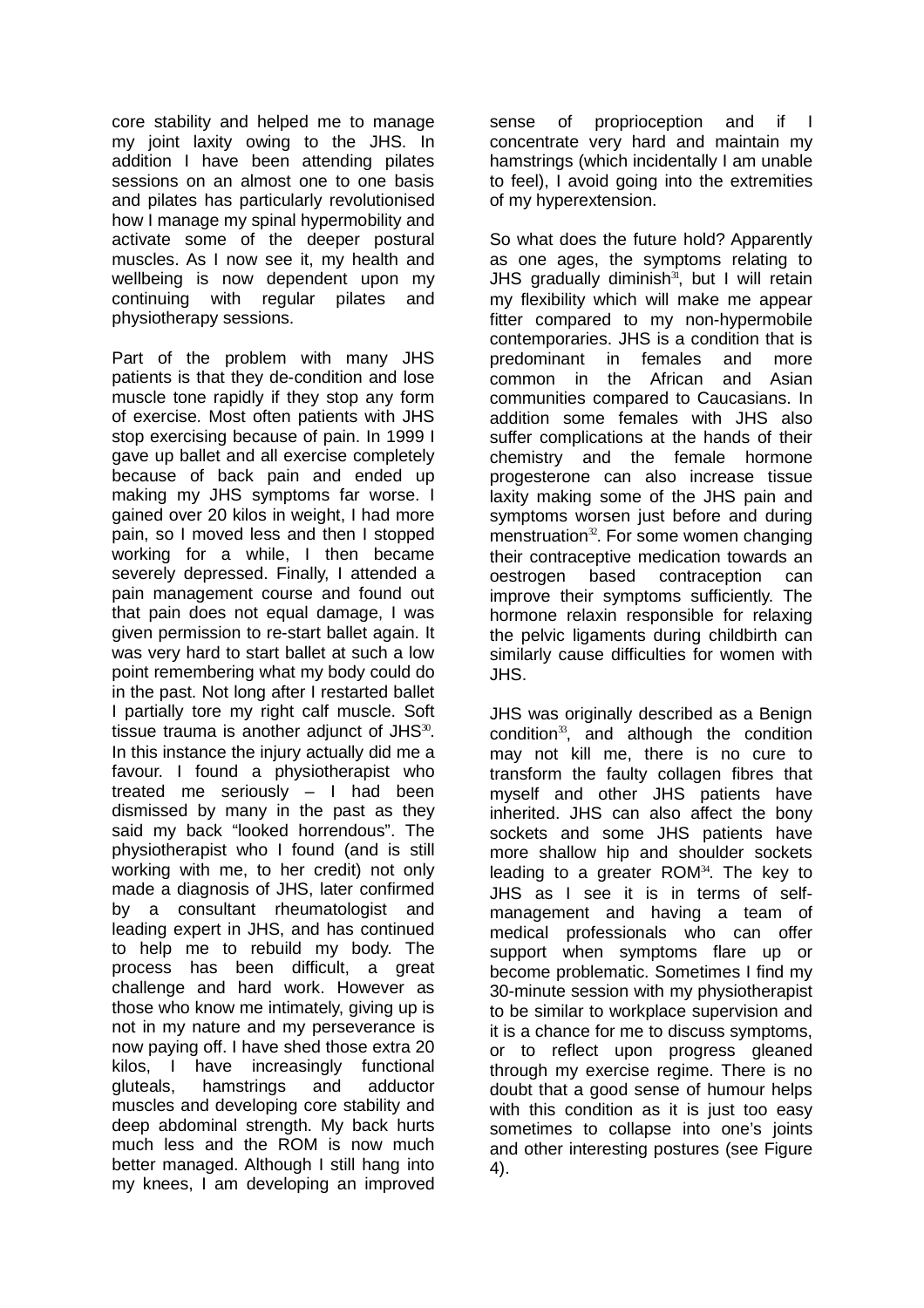core stability and helped me to manage my joint laxity owing to the JHS. In addition I have been attending pilates sessions on an almost one to one basis and pilates has particularly revolutionised how I manage my spinal hypermobility and activate some of the deeper postural muscles. As I now see it, my health and wellbeing is now dependent upon my continuing with regular pilates and physiotherapy sessions.

Part of the problem with many JHS patients is that they de-condition and lose muscle tone rapidly if they stop any form of exercise. Most often patients with JHS stop exercising because of pain. In 1999 I gave up ballet and all exercise completely because of back pain and ended up making my JHS symptoms far worse. I gained over 20 kilos in weight, I had more pain, so I moved less and then I stopped working for a while, I then became severely depressed. Finally, I attended a pain management course and found out that pain does not equal damage, I was given permission to re-start ballet again. It was very hard to start ballet at such a low point remembering what my body could do in the past. Not long after I restarted ballet I partially tore my right calf muscle. Soft tissue trauma is another adjunct of JHS[30]. In this instance the injury actually did me a favour. I found a physiotherapist who treated me seriously – I had been dismissed by many in the past as they said my back "looked horrendous". The physiotherapist who I found (and is still working with me, to her credit) not only made a diagnosis of JHS, later confirmed by a consultant rheumatologist and leading expert in JHS, and has continued to help me to rebuild my body. The process has been difficult, a great challenge and hard work. However as those who know me intimately, giving up is not in my nature and my perseverance is now paying off. I have shed those extra 20 kilos, I have increasingly functional gluteals, hamstrings and adductor muscles and developing core stability and deep abdominal strength. My back hurts much less and the ROM is now much better managed. Although I still hang into my knees, I am developing an improved sense of proprioception and if I concentrate very hard and maintain my hamstrings (which incidentally I am unable to feel), I avoid going into the extremities of my hyperextension.

So what does the future hold? Apparently as one ages, the symptoms relating to JHS gradually diminish[31], but I will retain my flexibility which will make me appear fitter compared to my non-hypermobile contemporaries. JHS is a condition that is predominant in females and more common in the African and Asian communities compared to Caucasians. In addition some females with JHS also suffer complications at the hands of their chemistry and the female hormone progesterone can also increase tissue laxity making some of the JHS pain and symptoms worsen just before and during menstruation[32]. For some women changing their contraceptive medication towards an oestrogen based contraception can improve their symptoms sufficiently. The hormone relaxin responsible for relaxing the pelvic ligaments during childbirth can similarly cause difficulties for women with JHS.

JHS was originally described as a Benign condition[33], and although the condition may not kill me, there is no cure to transform the faulty collagen fibres that myself and other JHS patients have inherited. JHS can also affect the bony sockets and some JHS patients have more shallow hip and shoulder sockets leading to a greater ROM[34]. The key to JHS as I see it is in terms of self-management and having a team of medical professionals who can offer support when symptoms flare up or become problematic. Sometimes I find my 30-minute session with my physiotherapist to be similar to workplace supervision and it is a chance for me to discuss symptoms, or to reflect upon progress gleaned through my exercise regime. There is no doubt that a good sense of humour helps with this condition as it is just too easy sometimes to collapse into one's joints and other interesting postures (see Figure 4).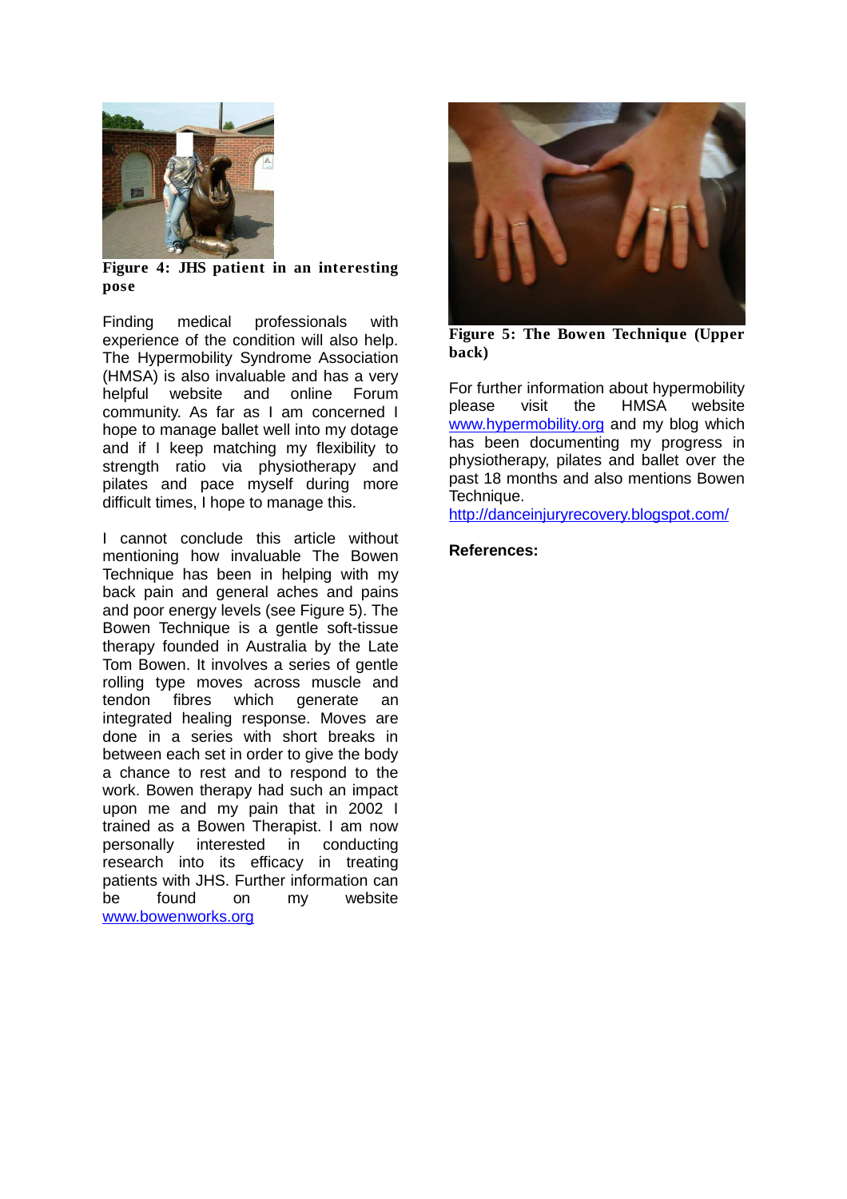Figure 4: JHS patient in an interesting pose

Finding medical professionals with experience of the condition will also help. The Hypermobility Syndrome Association (HMSA) is also invaluable and has a very helpful website and online Forum community. As far as I am concerned I hope to manage ballet well into my dotage and if I keep matching my flexibility to strength ratio via physiotherapy and pilates and pace myself during more difficult times, I hope to manage this.

I cannot conclude this article without mentioning how invaluable The Bowen Technique has been in helping with my back pain and general aches and pains and poor energy levels (see Figure 5). The Bowen Technique is a gentle soft-tissue therapy founded in Australia by the Late Tom Bowen. It involves a series of gentle rolling type moves across muscle and tendon fibres which generate an integrated healing response. Moves are done in a series with short breaks in between each set in order to give the body a chance to rest and to respond to the work. Bowen therapy had such an impact upon me and my pain that in 2002 I trained as a Bowen Therapist. I am now personally interested in conducting research into its efficacy in treating patients with JHS. Further information can be found on my website [www.bowenworks.org](http://www.bowenworks.org)

Figure 5: The Bowen Technique (Upper back)

For further information about hypermobility please visit the HMSA website [www.hypermobility.org](http://www.hypermobility.org) and my blog which has been documenting my progress in physiotherapy, pilates and ballet over the past 18 months and also mentions Bowen Technique.
[http://danceinjuryrecovery.blogspot.com/](http://danceinjuryrecovery.blogspot.com/)

**References:**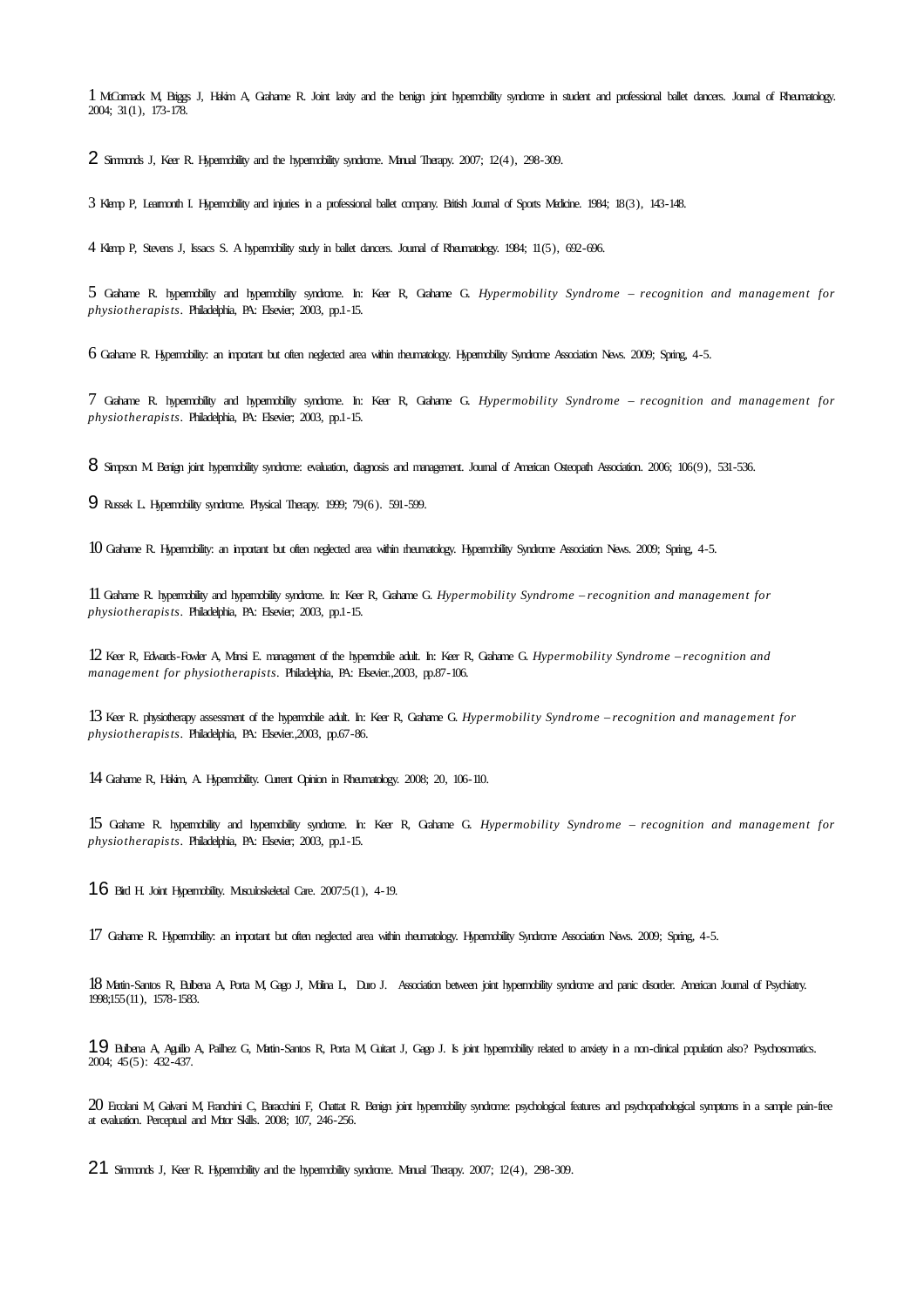1 McCormack M, Briggs J, Hakim A, Grahame R. Joint laxity and the benign joint hypermobility syndrome in student and professional ballet dancers. Journal of Rheumatology. 2004; 31(1), 173-178.

2 Simmonds J, Keer R. Hypermobility and the hypermobility syndrome. Manual Therapy. 2007; 12(4), 298-309.

3 Klemp P, Learmonth I. Hypermobility and injuries in a professional ballet company. British Journal of Sports Medicine. 1984; 18(3), 143-148.

4 Klemp P, Stevens J, Issacs S. A hypermobility study in ballet dancers. Journal of Rheumatology. 1984; 11(5), 692-696.

5 Grahame R. hypermobility and hypermobility syndrome. In: Keer R, Grahame G. *Hypermobility Syndrome – recognition and management for physiotherapists*. Philadelphia, PA: Elsevier; 2003, pp.1-15.

6 Grahame R. Hypermobility: an important but often neglected area within rheumatology. Hypermobility Syndrome Association News. 2009; Spring, 4-5.

7 Grahame R. hypermobility and hypermobility syndrome. In: Keer R, Grahame G. *Hypermobility Syndrome – recognition and management for physiotherapists*. Philadelphia, PA: Elsevier; 2003, pp.1-15.

8 Simpson M. Benign joint hypermobility syndrome: evaluation, diagnosis and management. Journal of American Osteopath Association. 2006; 106(9), 531-536.

9 Russek L. Hypermobility syndrome. Physical Therapy. 1999; 79(6). 591-599.

10 Grahame R. Hypermobility: an important but often neglected area within rheumatology. Hypermobility Syndrome Association News. 2009; Spring, 4-5.

11 Grahame R. hypermobility and hypermobility syndrome. In: Keer R, Grahame G. *Hypermobility Syndrome – recognition and management for physiotherapists*. Philadelphia, PA: Elsevier; 2003, pp.1-15.

12 Keer R, Edwards-Fowler A, Mansi E. management of the hypermobile adult. In: Keer R, Grahame G. *Hypermobility Syndrome – recognition and management for physiotherapists*. Philadelphia, PA: Elsevier.,2003, pp.87-106.

13 Keer R. physiotherapy assessment of the hypermobile adult. In: Keer R, Grahame G. *Hypermobility Syndrome – recognition and management for physiotherapists*. Philadelphia, PA: Elsevier.,2003, pp.67-86.

14 Grahame R, Hakim, A. Hypermobility. Current Opinion in Rheumatology. 2008; 20, 106-110.

15 Grahame R. hypermobility and hypermobility syndrome. In: Keer R, Grahame G. *Hypermobility Syndrome – recognition and management for physiotherapists*. Philadelphia, PA: Elsevier; 2003, pp.1-15.

16 Bird H. Joint Hypermobility. Musculoskeletal Care. 2007:5(1), 4-19.

17 Grahame R. Hypermobility: an important but often neglected area within rheumatology. Hypermobility Syndrome Association News. 2009; Spring, 4-5.

18 Martin-Santos R, Bulbena A, Porta M, Gago J, Molina L, Duro J. Association between joint hypermobility syndrome and panic disorder. American Journal of Psychiatry. 1998;155(11), 1578-1583.

19 Bulbena A, Agullo A, Pailhez G, Martin-Santos R, Porta M, Guitart J, Gago J. Is joint hypermobility related to anxiety in a non-clinical population also? Psychosomatics. 2004; 45(5): 432-437.

20 Ercolani M, Galvani M, Franchini C, Baracchini F, Chattat R. Benign joint hypermobility syndrome: psychological features and psychopathological symptoms in a sample pain-free at evaluation. Perceptual and Motor Skills. 2008; 107, 246-256.

21 Simmonds J, Keer R. Hypermobility and the hypermobility syndrome. Manual Therapy. 2007; 12(4), 298-309.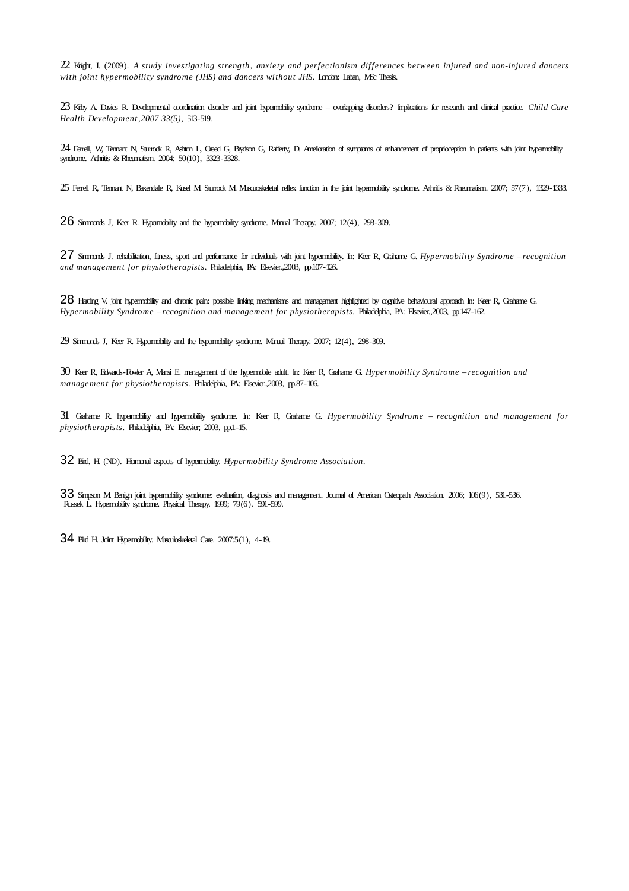22 Knight, I. (2009). *A study investigating strength, anxiety and perfectionism differences between injured and non-injured dancers with joint hypermobility syndrome (JHS) and dancers without JHS*. London: Laban, MSc Thesis.

23 Kirby A. Davies R. Developmental coordination disorder and joint hypermobility syndrome – overlapping disorders? Implications for research and clinical practice. *Child Care Health Development,2007 33(5)*, 513-519.

24 Ferrell, W, Tennant N, Sturrock R, Ashton L, Creed G, Brydson G, Rafferty, D. Amelioration of symptoms of enhancement of proprioception in patients with joint hypermobility syndrome. Arthritis & Rheumatism. 2004; 50(10), 3323-3328.

25 Ferrell R, Tennant N, Baxendale R, Kusel M. Sturrock M. Muscuoskeletal reflex function in the joint hypermobility syndrome. Arthritis & Rheumatism. 2007; 57(7), 1329-1333.

26 Simmonds J, Keer R. Hypermobility and the hypermobility syndrome. Manual Therapy. 2007; 12(4), 298-309.

27 Simmonds J. rehabilitation, fitness, sport and performance for individuals with joint hypermobility. In: Keer R, Grahame G. *Hypermobility Syndrome – recognition and management for physiotherapists*. Philadelphia, PA: Elsevier.,2003, pp.107-126.

28 Harding V. joint hypermobility and chronic pain: possible linking mechanisms and management highlighted by cognitive behavioural approach In: Keer R, Grahame G. *Hypermobility Syndrome – recognition and management for physiotherapists*. Philadelphia, PA: Elsevier.,2003, pp.147-162.

29 Simmonds J, Keer R. Hypermobility and the hypermobility syndrome. Manual Therapy. 2007; 12(4), 298-309.

30 Keer R, Edwards-Fowler A, Mansi E. management of the hypermobile adult. In: Keer R, Grahame G. *Hypermobility Syndrome – recognition and management for physiotherapists*. Philadelphia, PA: Elsevier.,2003, pp.87-106.

31 Grahame R. hypermobility and hypermobility syndrome. In: Keer R, Grahame G. *Hypermobility Syndrome – recognition and management for physiotherapists*. Philadelphia, PA: Elsevier; 2003, pp.1-15.

32 Bird, H. (ND). Hormonal aspects of hypermobility. *Hypermobility Syndrome Association*.

33 Simpson M. Benign joint hypermobility syndrome: evaluation, diagnosis and management. Journal of American Osteopath Association. 2006; 106(9), 531-536.
Russek L. Hypermobility syndrome. Physical Therapy. 1999; 79(6). 591-599.

34 Bird H. Joint Hypermobility. Musculoskeletal Care. 2007:5(1), 4-19.